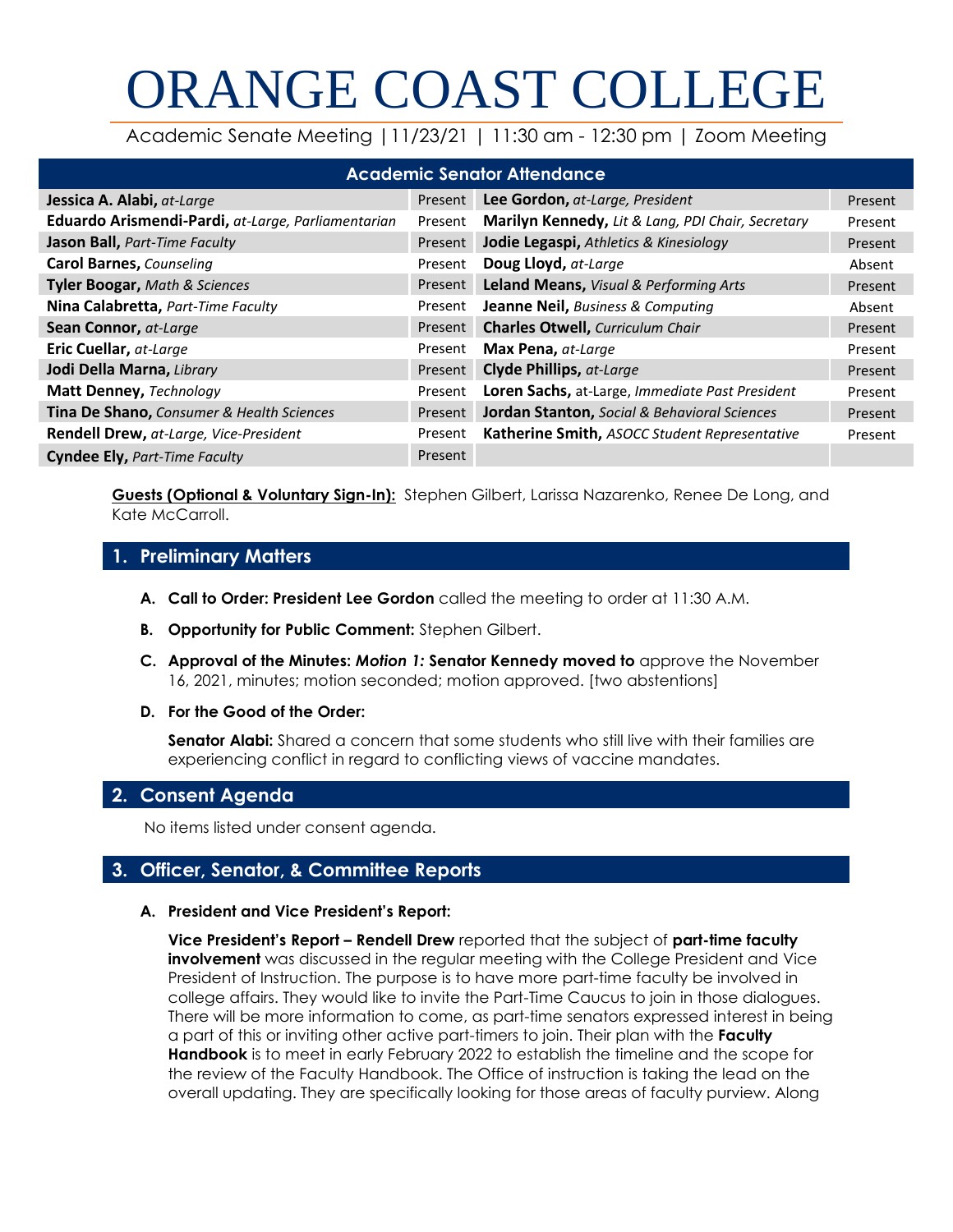# ORANGE COAST COLLEGE

Academic Senate Meeting |11/23/21 | 11:30 am - 12:30 pm | Zoom Meeting

| **Academic Senator Attendance** | | | |
|---|---|---|---|
| **Jessica A. Alabi,** *at-Large* | Present | **Lee Gordon,** *at-Large, President* | Present |
| **Eduardo Arismendi-Pardi,** *at-Large, Parliamentarian* | Present | **Marilyn Kennedy,** *Lit & Lang, PDI Chair, Secretary* | Present |
| **Jason Ball,** *Part-Time Faculty* | Present | **Jodie Legaspi,** *Athletics & Kinesiology* | Present |
| **Carol Barnes,** *Counseling* | Present | **Doug Lloyd,** *at-Large* | Absent |
| **Tyler Boogar,** *Math & Sciences* | Present | **Leland Means,** *Visual & Performing Arts* | Present |
| **Nina Calabretta,** *Part-Time Faculty* | Present | **Jeanne Neil,** *Business & Computing* | Absent |
| **Sean Connor,** *at-Large* | Present | **Charles Otwell,** *Curriculum Chair* | Present |
| **Eric Cuellar,** *at-Large* | Present | **Max Pena,** *at-Large* | Present |
| **Jodi Della Marna,** *Library* | Present | **Clyde Phillips,** *at-Large* | Present |
| **Matt Denney,** *Technology* | Present | **Loren Sachs,** at-Large, *Immediate Past President* | Present |
| **Tina De Shano,** *Consumer & Health Sciences* | Present | **Jordan Stanton,** *Social & Behavioral Sciences* | Present |
| **Rendell Drew,** *at-Large, Vice-President* | Present | **Katherine Smith,** *ASOCC Student Representative* | Present |
| **Cyndee Ely,** *Part-Time Faculty* | Present | | |

**Guests (Optional & Voluntary Sign-In):** Stephen Gilbert, Larissa Nazarenko, Renee De Long, and Kate McCarroll.

## 1. Preliminary Matters

**A. Call to Order: President Lee Gordon** called the meeting to order at 11:30 A.M.

**B. Opportunity for Public Comment:** Stephen Gilbert.

**C. Approval of the Minutes:** ***Motion 1:*** **Senator Kennedy moved to** approve the November 16, 2021, minutes; motion seconded; motion approved. [two abstentions]

**D. For the Good of the Order:**

**Senator Alabi:** Shared a concern that some students who still live with their families are experiencing conflict in regard to conflicting views of vaccine mandates.

## 2. Consent Agenda

No items listed under consent agenda.

## 3. Officer, Senator, & Committee Reports

**A. President and Vice President's Report:**

**Vice President's Report – Rendell Drew** reported that the subject of **part-time faculty involvement** was discussed in the regular meeting with the College President and Vice President of Instruction. The purpose is to have more part-time faculty be involved in college affairs. They would like to invite the Part-Time Caucus to join in those dialogues. There will be more information to come, as part-time senators expressed interest in being a part of this or inviting other active part-timers to join. Their plan with the **Faculty Handbook** is to meet in early February 2022 to establish the timeline and the scope for the review of the Faculty Handbook. The Office of instruction is taking the lead on the overall updating. They are specifically looking for those areas of faculty purview. Along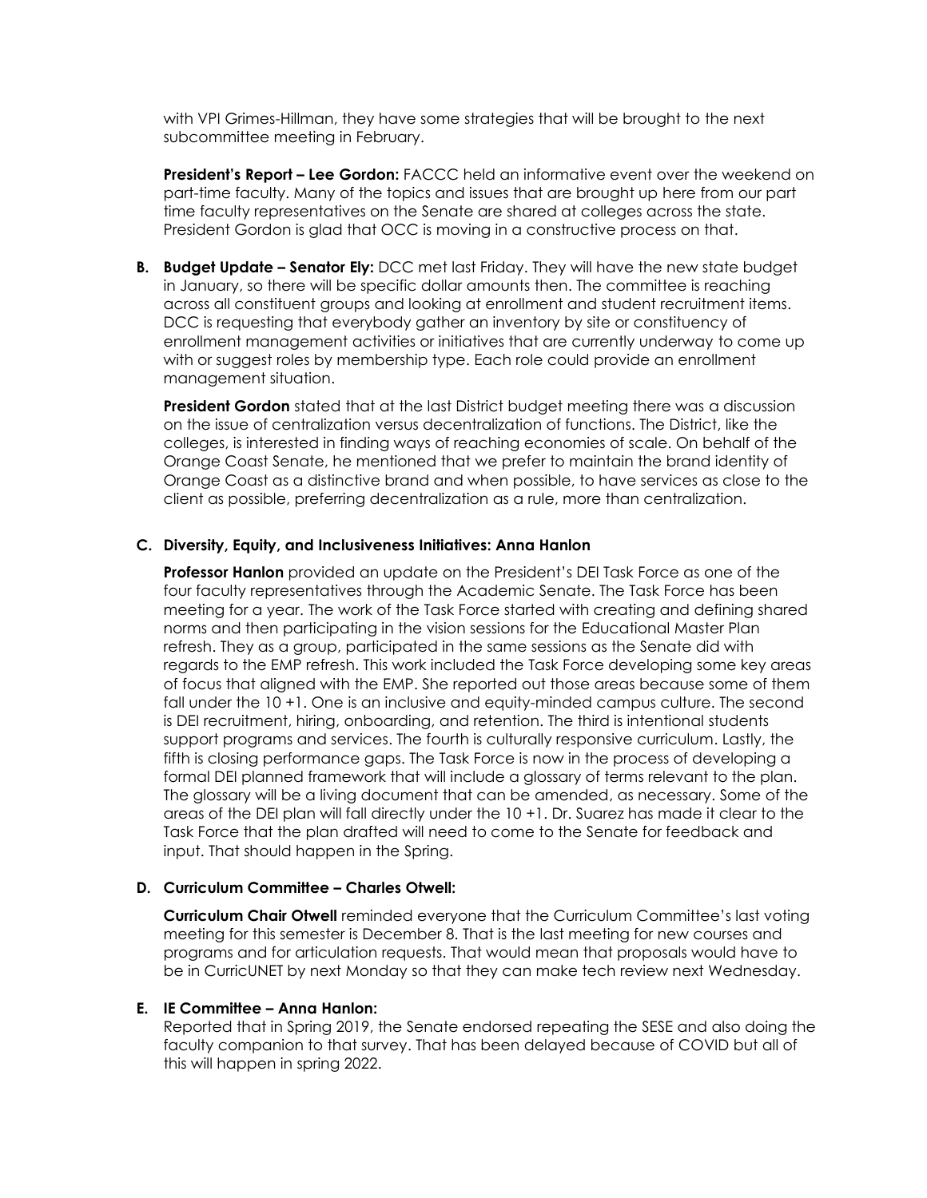with VPI Grimes-Hillman, they have some strategies that will be brought to the next subcommittee meeting in February.

**President's Report – Lee Gordon:** FACCC held an informative event over the weekend on part-time faculty. Many of the topics and issues that are brought up here from our part time faculty representatives on the Senate are shared at colleges across the state. President Gordon is glad that OCC is moving in a constructive process on that.

**B. Budget Update – Senator Ely:** DCC met last Friday. They will have the new state budget in January, so there will be specific dollar amounts then. The committee is reaching across all constituent groups and looking at enrollment and student recruitment items. DCC is requesting that everybody gather an inventory by site or constituency of enrollment management activities or initiatives that are currently underway to come up with or suggest roles by membership type. Each role could provide an enrollment management situation.

**President Gordon** stated that at the last District budget meeting there was a discussion on the issue of centralization versus decentralization of functions. The District, like the colleges, is interested in finding ways of reaching economies of scale. On behalf of the Orange Coast Senate, he mentioned that we prefer to maintain the brand identity of Orange Coast as a distinctive brand and when possible, to have services as close to the client as possible, preferring decentralization as a rule, more than centralization.

**C. Diversity, Equity, and Inclusiveness Initiatives: Anna Hanlon**

**Professor Hanlon** provided an update on the President's DEI Task Force as one of the four faculty representatives through the Academic Senate. The Task Force has been meeting for a year. The work of the Task Force started with creating and defining shared norms and then participating in the vision sessions for the Educational Master Plan refresh. They as a group, participated in the same sessions as the Senate did with regards to the EMP refresh. This work included the Task Force developing some key areas of focus that aligned with the EMP. She reported out those areas because some of them fall under the 10 +1. One is an inclusive and equity-minded campus culture. The second is DEI recruitment, hiring, onboarding, and retention. The third is intentional students support programs and services. The fourth is culturally responsive curriculum. Lastly, the fifth is closing performance gaps. The Task Force is now in the process of developing a formal DEI planned framework that will include a glossary of terms relevant to the plan. The glossary will be a living document that can be amended, as necessary. Some of the areas of the DEI plan will fall directly under the 10 +1. Dr. Suarez has made it clear to the Task Force that the plan drafted will need to come to the Senate for feedback and input. That should happen in the Spring.

**D. Curriculum Committee – Charles Otwell:**

**Curriculum Chair Otwell** reminded everyone that the Curriculum Committee's last voting meeting for this semester is December 8. That is the last meeting for new courses and programs and for articulation requests. That would mean that proposals would have to be in CurricUNET by next Monday so that they can make tech review next Wednesday.

**E. IE Committee – Anna Hanlon:**

Reported that in Spring 2019, the Senate endorsed repeating the SESE and also doing the faculty companion to that survey. That has been delayed because of COVID but all of this will happen in spring 2022.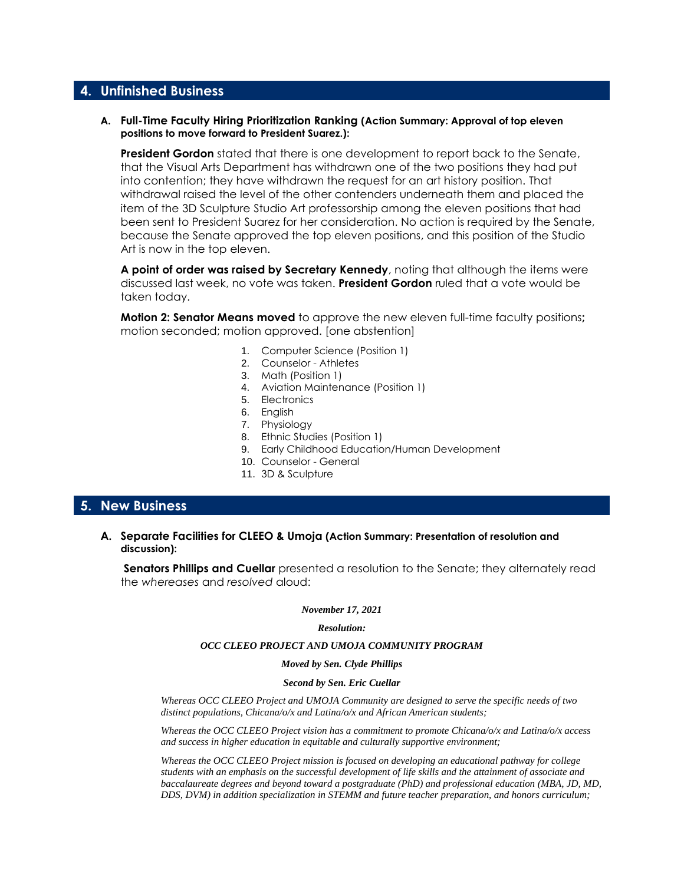## 4. Unfinished Business

**A. Full-Time Faculty Hiring Prioritization Ranking (Action Summary: Approval of top eleven positions to move forward to President Suarez.):**

**President Gordon** stated that there is one development to report back to the Senate, that the Visual Arts Department has withdrawn one of the two positions they had put into contention; they have withdrawn the request for an art history position. That withdrawal raised the level of the other contenders underneath them and placed the item of the 3D Sculpture Studio Art professorship among the eleven positions that had been sent to President Suarez for her consideration. No action is required by the Senate, because the Senate approved the top eleven positions, and this position of the Studio Art is now in the top eleven.

**A point of order was raised by Secretary Kennedy**, noting that although the items were discussed last week, no vote was taken. **President Gordon** ruled that a vote would be taken today.

**Motion 2: Senator Means moved** to approve the new eleven full-time faculty positions**;** motion seconded; motion approved. [one abstention]

1. Computer Science (Position 1)
2. Counselor - Athletes
3. Math (Position 1)
4. Aviation Maintenance (Position 1)
5. Electronics
6. English
7. Physiology
8. Ethnic Studies (Position 1)
9. Early Childhood Education/Human Development
10. Counselor - General
11. 3D & Sculpture

## 5. New Business

**A. Separate Facilities for CLEEO & Umoja (Action Summary: Presentation of resolution and discussion):**

**Senators Phillips and Cuellar** presented a resolution to the Senate; they alternately read the *whereases* and *resolved* aloud:

***November 17, 2021***

***Resolution:***

***OCC CLEEO PROJECT AND UMOJA COMMUNITY PROGRAM***

***Moved by Sen. Clyde Phillips***

***Second by Sen. Eric Cuellar***

*Whereas OCC CLEEO Project and UMOJA Community are designed to serve the specific needs of two distinct populations, Chicana/o/x and Latina/o/x and African American students;*

*Whereas the OCC CLEEO Project vision has a commitment to promote Chicana/o/x and Latina/o/x access and success in higher education in equitable and culturally supportive environment;*

*Whereas the OCC CLEEO Project mission is focused on developing an educational pathway for college students with an emphasis on the successful development of life skills and the attainment of associate and baccalaureate degrees and beyond toward a postgraduate (PhD) and professional education (MBA, JD, MD, DDS, DVM) in addition specialization in STEMM and future teacher preparation, and honors curriculum;*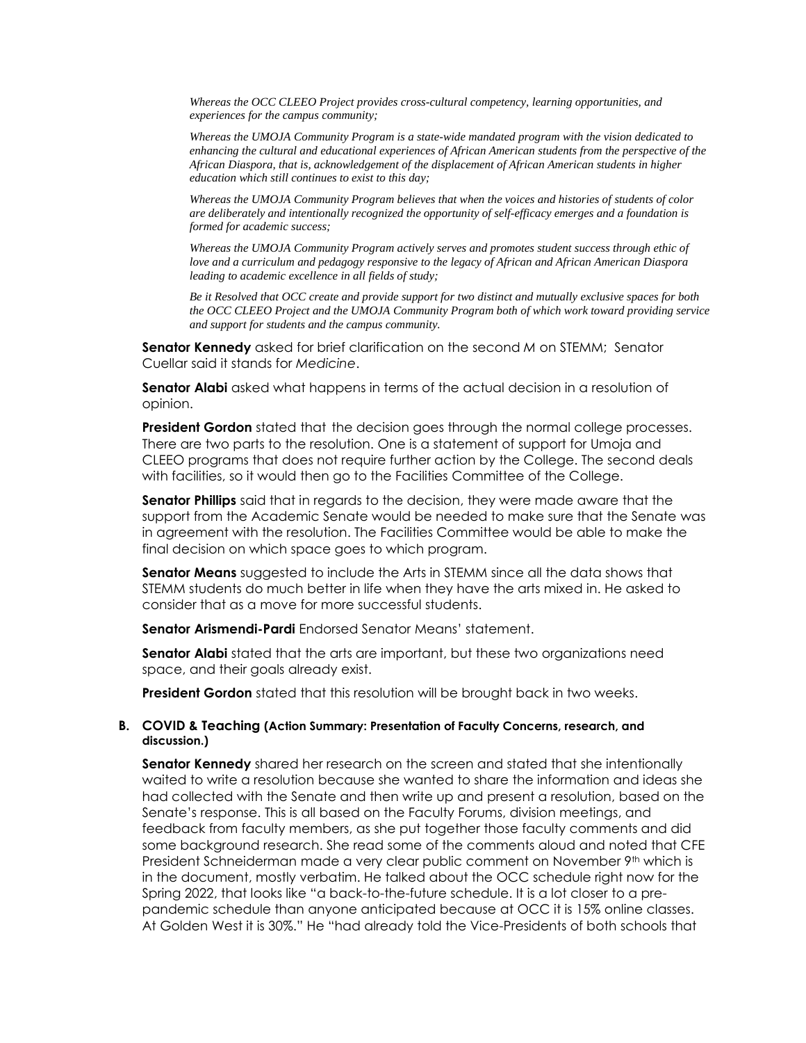*Whereas the OCC CLEEO Project provides cross-cultural competency, learning opportunities, and experiences for the campus community;*

*Whereas the UMOJA Community Program is a state-wide mandated program with the vision dedicated to enhancing the cultural and educational experiences of African American students from the perspective of the African Diaspora, that is, acknowledgement of the displacement of African American students in higher education which still continues to exist to this day;*

*Whereas the UMOJA Community Program believes that when the voices and histories of students of color are deliberately and intentionally recognized the opportunity of self-efficacy emerges and a foundation is formed for academic success;*

*Whereas the UMOJA Community Program actively serves and promotes student success through ethic of love and a curriculum and pedagogy responsive to the legacy of African and African American Diaspora leading to academic excellence in all fields of study;*

*Be it Resolved that OCC create and provide support for two distinct and mutually exclusive spaces for both the OCC CLEEO Project and the UMOJA Community Program both of which work toward providing service and support for students and the campus community.*

**Senator Kennedy** asked for brief clarification on the second M on STEMM; Senator Cuellar said it stands for *Medicine*.

**Senator Alabi** asked what happens in terms of the actual decision in a resolution of opinion.

**President Gordon** stated that the decision goes through the normal college processes. There are two parts to the resolution. One is a statement of support for Umoja and CLEEO programs that does not require further action by the College. The second deals with facilities, so it would then go to the Facilities Committee of the College.

**Senator Phillips** said that in regards to the decision, they were made aware that the support from the Academic Senate would be needed to make sure that the Senate was in agreement with the resolution. The Facilities Committee would be able to make the final decision on which space goes to which program.

**Senator Means** suggested to include the Arts in STEMM since all the data shows that STEMM students do much better in life when they have the arts mixed in. He asked to consider that as a move for more successful students.

**Senator Arismendi-Pardi** Endorsed Senator Means' statement.

**Senator Alabi** stated that the arts are important, but these two organizations need space, and their goals already exist.

**President Gordon** stated that this resolution will be brought back in two weeks.

**B. COVID & Teaching (Action Summary: Presentation of Faculty Concerns, research, and discussion.)**

**Senator Kennedy** shared her research on the screen and stated that she intentionally waited to write a resolution because she wanted to share the information and ideas she had collected with the Senate and then write up and present a resolution, based on the Senate's response. This is all based on the Faculty Forums, division meetings, and feedback from faculty members, as she put together those faculty comments and did some background research. She read some of the comments aloud and noted that CFE President Schneiderman made a very clear public comment on November 9th which is in the document, mostly verbatim. He talked about the OCC schedule right now for the Spring 2022, that looks like "a back-to-the-future schedule. It is a lot closer to a pre-pandemic schedule than anyone anticipated because at OCC it is 15% online classes. At Golden West it is 30%." He "had already told the Vice-Presidents of both schools that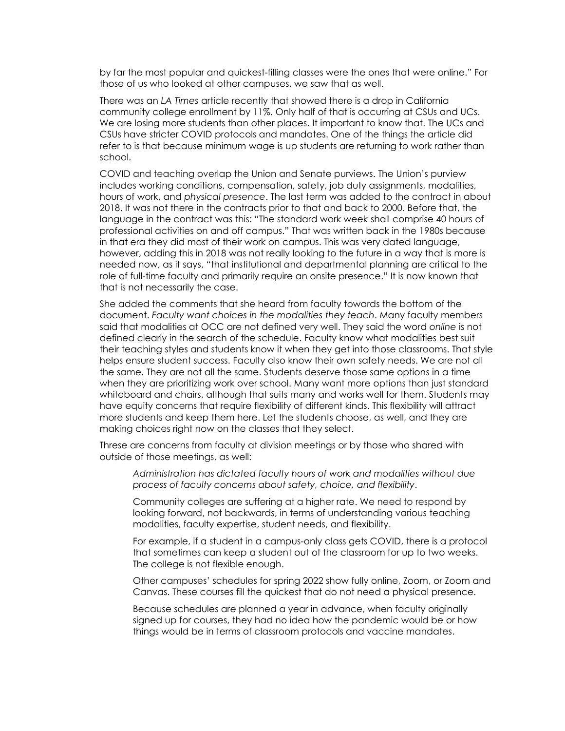by far the most popular and quickest-filling classes were the ones that were online." For those of us who looked at other campuses, we saw that as well.

There was an *LA Times* article recently that showed there is a drop in California community college enrollment by 11%. Only half of that is occurring at CSUs and UCs. We are losing more students than other places. It important to know that. The UCs and CSUs have stricter COVID protocols and mandates. One of the things the article did refer to is that because minimum wage is up students are returning to work rather than school.

COVID and teaching overlap the Union and Senate purviews. The Union's purview includes working conditions, compensation, safety, job duty assignments, modalities, hours of work, and *physical presence*. The last term was added to the contract in about 2018. It was not there in the contracts prior to that and back to 2000. Before that, the language in the contract was this: "The standard work week shall comprise 40 hours of professional activities on and off campus." That was written back in the 1980s because in that era they did most of their work on campus. This was very dated language, however, adding this in 2018 was not really looking to the future in a way that is more is needed now, as it says, "that institutional and departmental planning are critical to the role of full-time faculty and primarily require an onsite presence." It is now known that that is not necessarily the case.

She added the comments that she heard from faculty towards the bottom of the document. *Faculty want choices in the modalities they teach*. Many faculty members said that modalities at OCC are not defined very well. They said the word *online* is not defined clearly in the search of the schedule. Faculty know what modalities best suit their teaching styles and students know it when they get into those classrooms. That style helps ensure student success. Faculty also know their own safety needs. We are not all the same. They are not all the same. Students deserve those same options in a time when they are prioritizing work over school. Many want more options than just standard whiteboard and chairs, although that suits many and works well for them. Students may have equity concerns that require flexibility of different kinds. This flexibility will attract more students and keep them here. Let the students choose, as well, and they are making choices right now on the classes that they select.

Threse are concerns from faculty at division meetings or by those who shared with outside of those meetings, as well:

> *Administration has dictated faculty hours of work and modalities without due process of faculty concerns about safety, choice, and flexibility*.
>
> Community colleges are suffering at a higher rate. We need to respond by looking forward, not backwards, in terms of understanding various teaching modalities, faculty expertise, student needs, and flexibility.
>
> For example, if a student in a campus-only class gets COVID, there is a protocol that sometimes can keep a student out of the classroom for up to two weeks. The college is not flexible enough.
>
> Other campuses' schedules for spring 2022 show fully online, Zoom, or Zoom and Canvas. These courses fill the quickest that do not need a physical presence.
>
> Because schedules are planned a year in advance, when faculty originally signed up for courses, they had no idea how the pandemic would be or how things would be in terms of classroom protocols and vaccine mandates.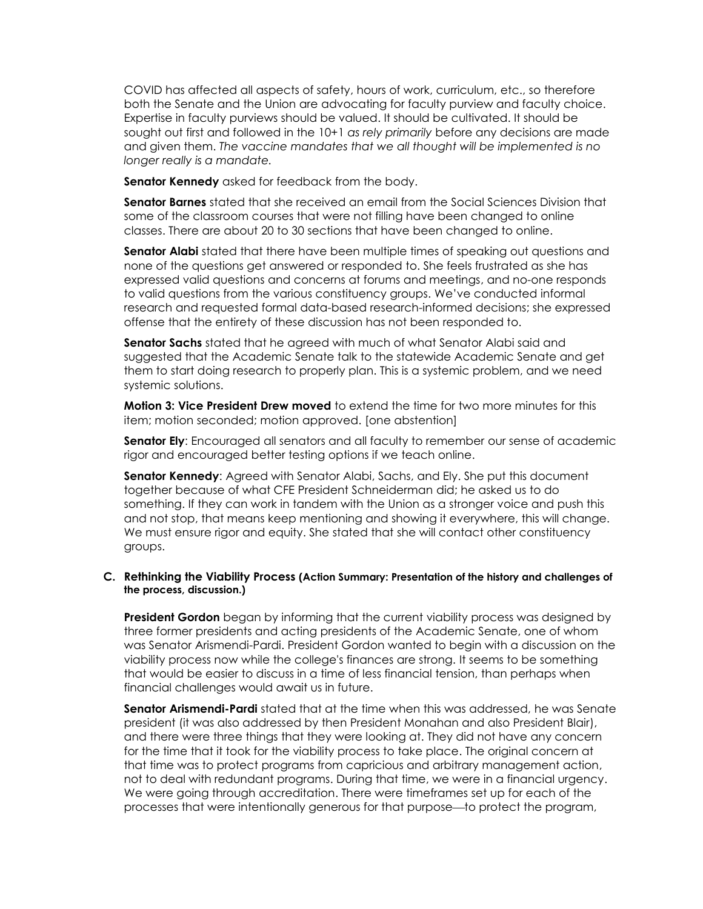COVID has affected all aspects of safety, hours of work, curriculum, etc., so therefore both the Senate and the Union are advocating for faculty purview and faculty choice. Expertise in faculty purviews should be valued. It should be cultivated. It should be sought out first and followed in the 10+1 *as rely primarily* before any decisions are made and given them. *The vaccine mandates that we all thought will be implemented is no longer really is a mandate.*

**Senator Kennedy** asked for feedback from the body.

**Senator Barnes** stated that she received an email from the Social Sciences Division that some of the classroom courses that were not filling have been changed to online classes. There are about 20 to 30 sections that have been changed to online.

**Senator Alabi** stated that there have been multiple times of speaking out questions and none of the questions get answered or responded to. She feels frustrated as she has expressed valid questions and concerns at forums and meetings, and no-one responds to valid questions from the various constituency groups. We've conducted informal research and requested formal data-based research-informed decisions; she expressed offense that the entirety of these discussion has not been responded to.

**Senator Sachs** stated that he agreed with much of what Senator Alabi said and suggested that the Academic Senate talk to the statewide Academic Senate and get them to start doing research to properly plan. This is a systemic problem, and we need systemic solutions.

**Motion 3: Vice President Drew moved** to extend the time for two more minutes for this item; motion seconded; motion approved. [one abstention]

**Senator Ely**: Encouraged all senators and all faculty to remember our sense of academic rigor and encouraged better testing options if we teach online.

**Senator Kennedy**: Agreed with Senator Alabi, Sachs, and Ely. She put this document together because of what CFE President Schneiderman did; he asked us to do something. If they can work in tandem with the Union as a stronger voice and push this and not stop, that means keep mentioning and showing it everywhere, this will change. We must ensure rigor and equity. She stated that she will contact other constituency groups.

**C. Rethinking the Viability Process (Action Summary: Presentation of the history and challenges of the process, discussion.)**

**President Gordon** began by informing that the current viability process was designed by three former presidents and acting presidents of the Academic Senate, one of whom was Senator Arismendi-Pardi. President Gordon wanted to begin with a discussion on the viability process now while the college's finances are strong. It seems to be something that would be easier to discuss in a time of less financial tension, than perhaps when financial challenges would await us in future.

**Senator Arismendi-Pardi** stated that at the time when this was addressed, he was Senate president (it was also addressed by then President Monahan and also President Blair), and there were three things that they were looking at. They did not have any concern for the time that it took for the viability process to take place. The original concern at that time was to protect programs from capricious and arbitrary management action, not to deal with redundant programs. During that time, we were in a financial urgency. We were going through accreditation. There were timeframes set up for each of the processes that were intentionally generous for that purpose—to protect the program,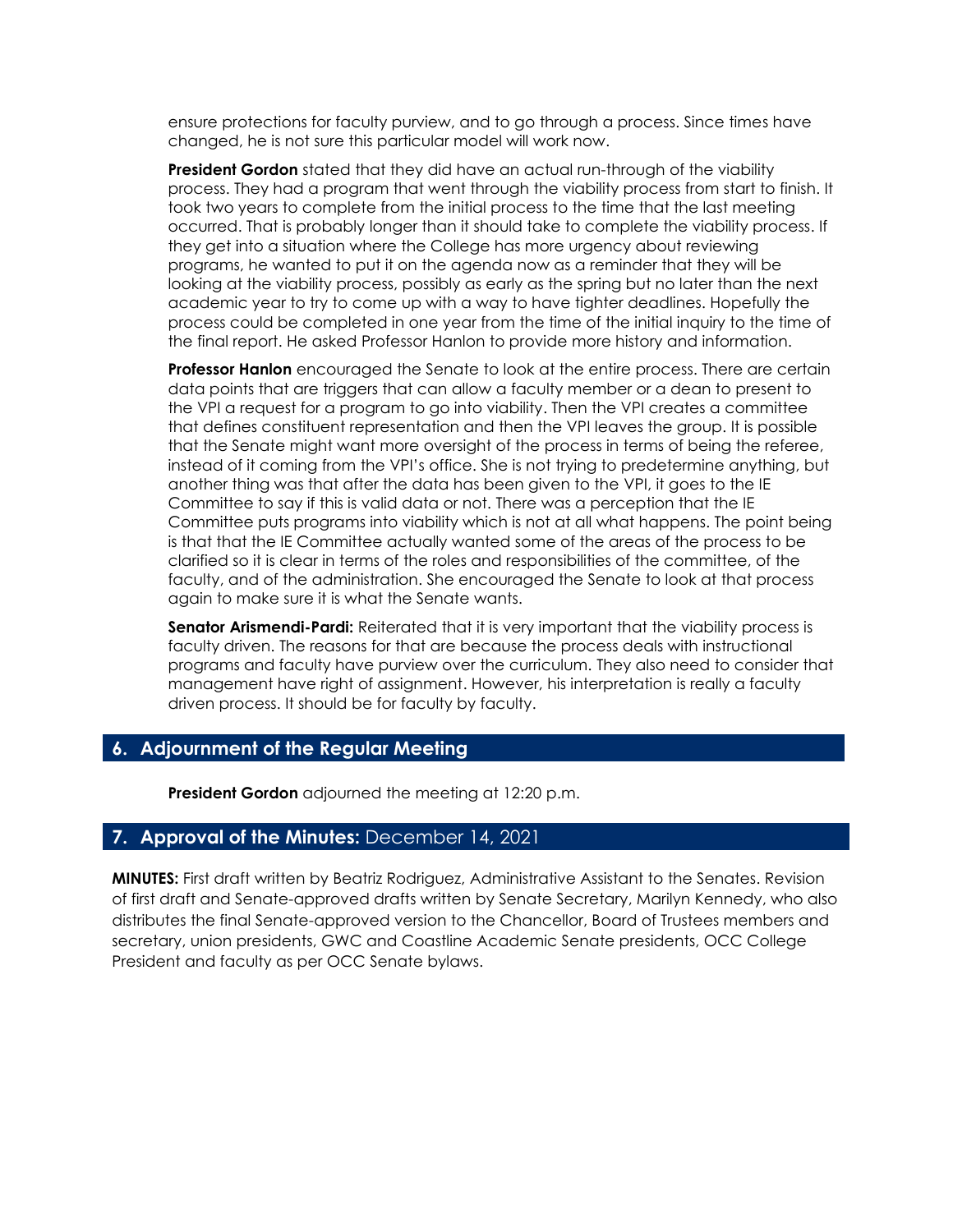ensure protections for faculty purview, and to go through a process. Since times have changed, he is not sure this particular model will work now.

**President Gordon** stated that they did have an actual run-through of the viability process. They had a program that went through the viability process from start to finish. It took two years to complete from the initial process to the time that the last meeting occurred. That is probably longer than it should take to complete the viability process. If they get into a situation where the College has more urgency about reviewing programs, he wanted to put it on the agenda now as a reminder that they will be looking at the viability process, possibly as early as the spring but no later than the next academic year to try to come up with a way to have tighter deadlines. Hopefully the process could be completed in one year from the time of the initial inquiry to the time of the final report. He asked Professor Hanlon to provide more history and information.

**Professor Hanlon** encouraged the Senate to look at the entire process. There are certain data points that are triggers that can allow a faculty member or a dean to present to the VPI a request for a program to go into viability. Then the VPI creates a committee that defines constituent representation and then the VPI leaves the group. It is possible that the Senate might want more oversight of the process in terms of being the referee, instead of it coming from the VPI's office. She is not trying to predetermine anything, but another thing was that after the data has been given to the VPI, it goes to the IE Committee to say if this is valid data or not. There was a perception that the IE Committee puts programs into viability which is not at all what happens. The point being is that that the IE Committee actually wanted some of the areas of the process to be clarified so it is clear in terms of the roles and responsibilities of the committee, of the faculty, and of the administration. She encouraged the Senate to look at that process again to make sure it is what the Senate wants.

**Senator Arismendi-Pardi:** Reiterated that it is very important that the viability process is faculty driven. The reasons for that are because the process deals with instructional programs and faculty have purview over the curriculum. They also need to consider that management have right of assignment. However, his interpretation is really a faculty driven process. It should be for faculty by faculty.

## 6. Adjournment of the Regular Meeting

**President Gordon** adjourned the meeting at 12:20 p.m.

## 7. Approval of the Minutes: December 14, 2021

**MINUTES:** First draft written by Beatriz Rodriguez, Administrative Assistant to the Senates. Revision of first draft and Senate-approved drafts written by Senate Secretary, Marilyn Kennedy, who also distributes the final Senate-approved version to the Chancellor, Board of Trustees members and secretary, union presidents, GWC and Coastline Academic Senate presidents, OCC College President and faculty as per OCC Senate bylaws.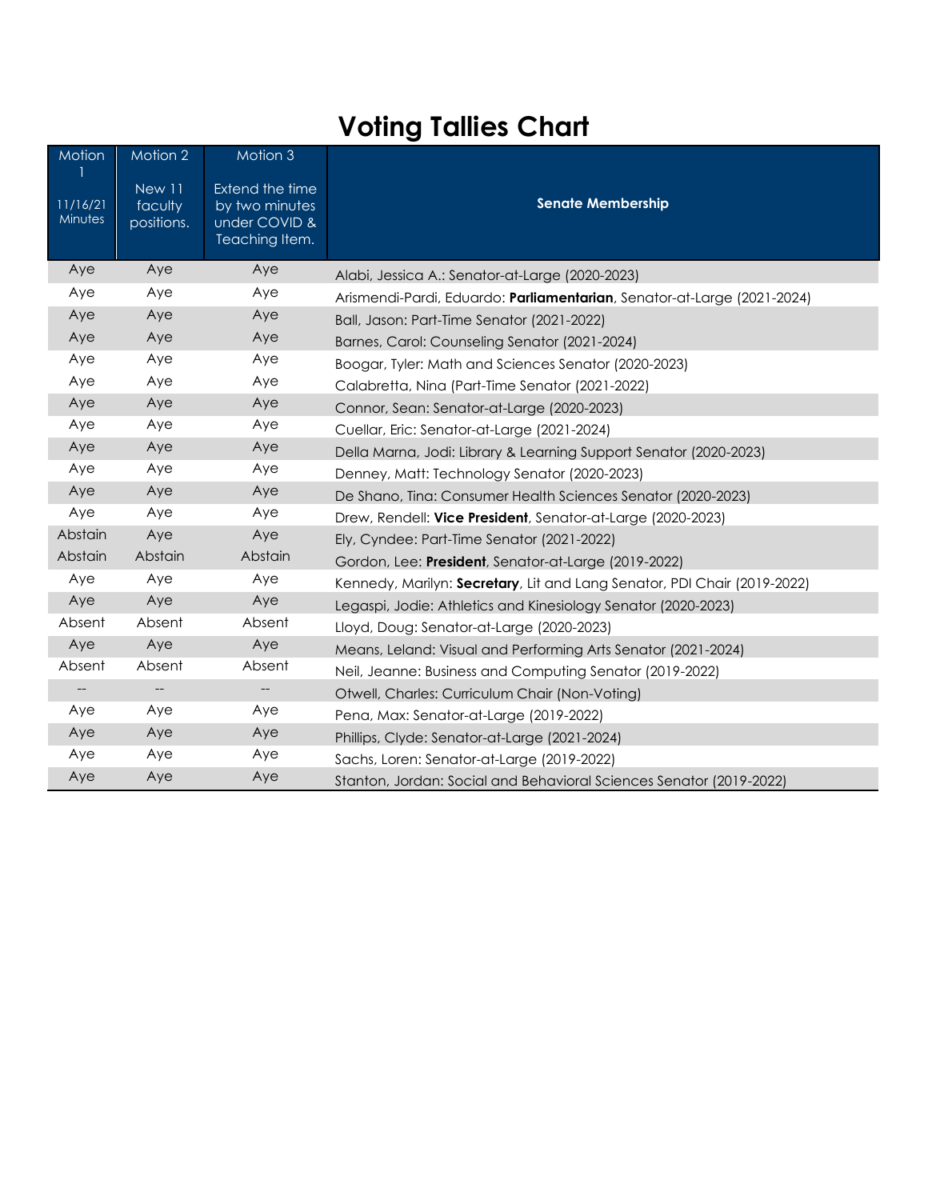# Voting Tallies Chart

| Motion 1 11/16/21 Minutes | Motion 2 New 11 faculty positions. | Motion 3 Extend the time by two minutes under COVID & Teaching Item. | Senate Membership |
|---|---|---|---|
| Aye | Aye | Aye | Alabi, Jessica A.: Senator-at-Large (2020-2023) |
| Aye | Aye | Aye | Arismendi-Pardi, Eduardo: **Parliamentarian**, Senator-at-Large (2021-2024) |
| Aye | Aye | Aye | Ball, Jason: Part-Time Senator (2021-2022) |
| Aye | Aye | Aye | Barnes, Carol: Counseling Senator (2021-2024) |
| Aye | Aye | Aye | Boogar, Tyler: Math and Sciences Senator (2020-2023) |
| Aye | Aye | Aye | Calabretta, Nina (Part-Time Senator (2021-2022) |
| Aye | Aye | Aye | Connor, Sean: Senator-at-Large (2020-2023) |
| Aye | Aye | Aye | Cuellar, Eric: Senator-at-Large (2021-2024) |
| Aye | Aye | Aye | Della Marna, Jodi: Library & Learning Support Senator (2020-2023) |
| Aye | Aye | Aye | Denney, Matt: Technology Senator (2020-2023) |
| Aye | Aye | Aye | De Shano, Tina: Consumer Health Sciences Senator (2020-2023) |
| Aye | Aye | Aye | Drew, Rendell: **Vice President**, Senator-at-Large (2020-2023) |
| Abstain | Aye | Aye | Ely, Cyndee: Part-Time Senator (2021-2022) |
| Abstain | Abstain | Abstain | Gordon, Lee: **President**, Senator-at-Large (2019-2022) |
| Aye | Aye | Aye | Kennedy, Marilyn: **Secretary**, Lit and Lang Senator, PDI Chair (2019-2022) |
| Aye | Aye | Aye | Legaspi, Jodie: Athletics and Kinesiology Senator (2020-2023) |
| Absent | Absent | Absent | Lloyd, Doug: Senator-at-Large (2020-2023) |
| Aye | Aye | Aye | Means, Leland: Visual and Performing Arts Senator (2021-2024) |
| Absent | Absent | Absent | Neil, Jeanne: Business and Computing Senator (2019-2022) |
| -- | -- | -- | Otwell, Charles: Curriculum Chair (Non-Voting) |
| Aye | Aye | Aye | Pena, Max: Senator-at-Large (2019-2022) |
| Aye | Aye | Aye | Phillips, Clyde: Senator-at-Large (2021-2024) |
| Aye | Aye | Aye | Sachs, Loren: Senator-at-Large (2019-2022) |
| Aye | Aye | Aye | Stanton, Jordan: Social and Behavioral Sciences Senator (2019-2022) |